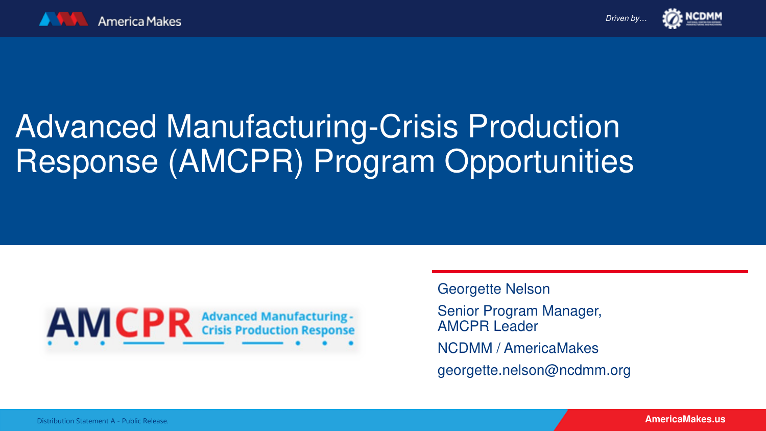# Advanced Manufacturing-Crisis Production Response (AMCPR) Program Opportunities

AMCPR Advanced Manufacturing - Crisis Production Response

Georgette Nelson

Senior Program Manager,
AMCPR Leader

NCDMM / AmericaMakes

georgette.nelson@ncdmm.org

Distribution Statement A - Public Release.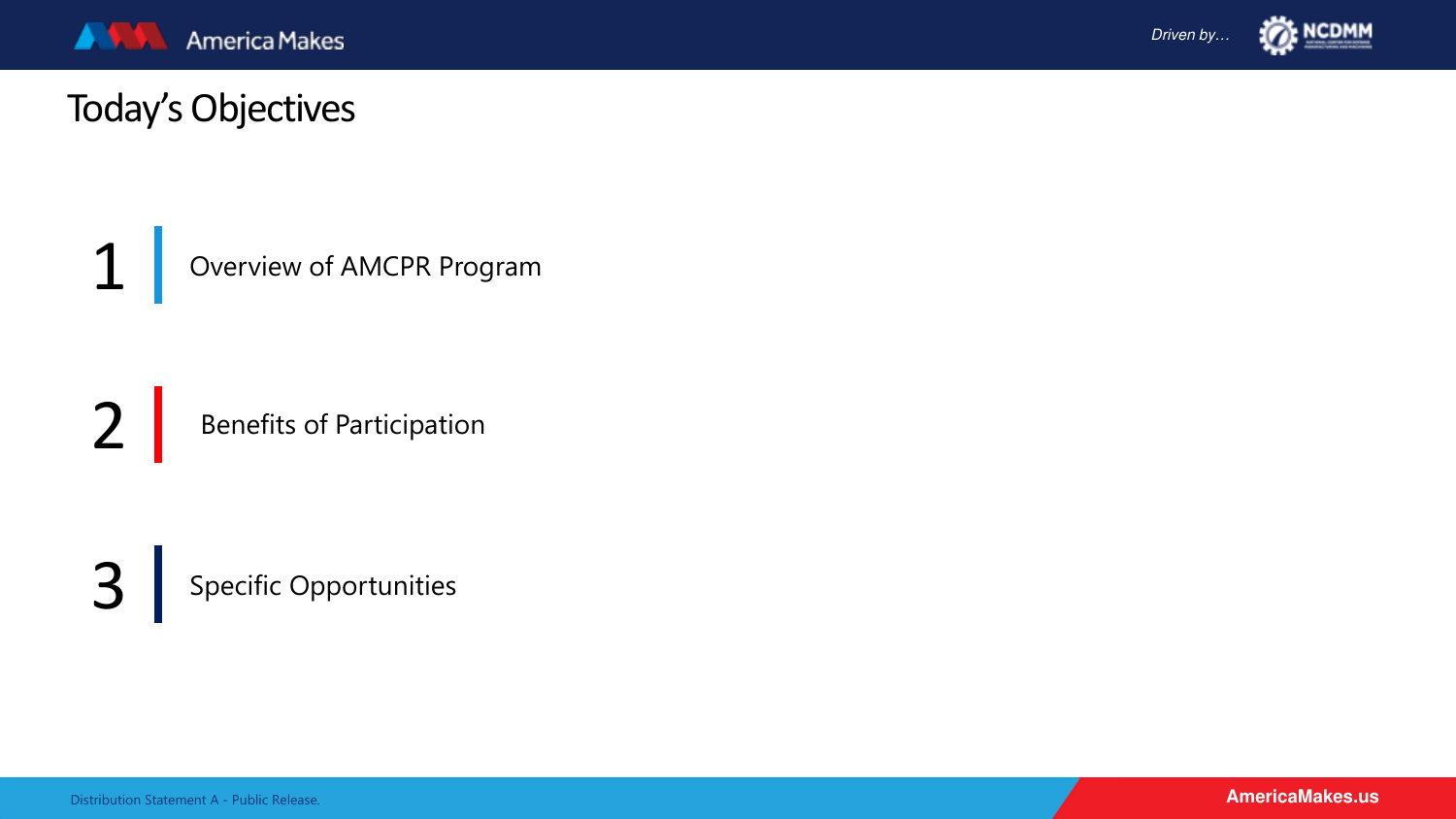# Today's Objectives

1. Overview of AMCPR Program

2. Benefits of Participation

3. Specific Opportunities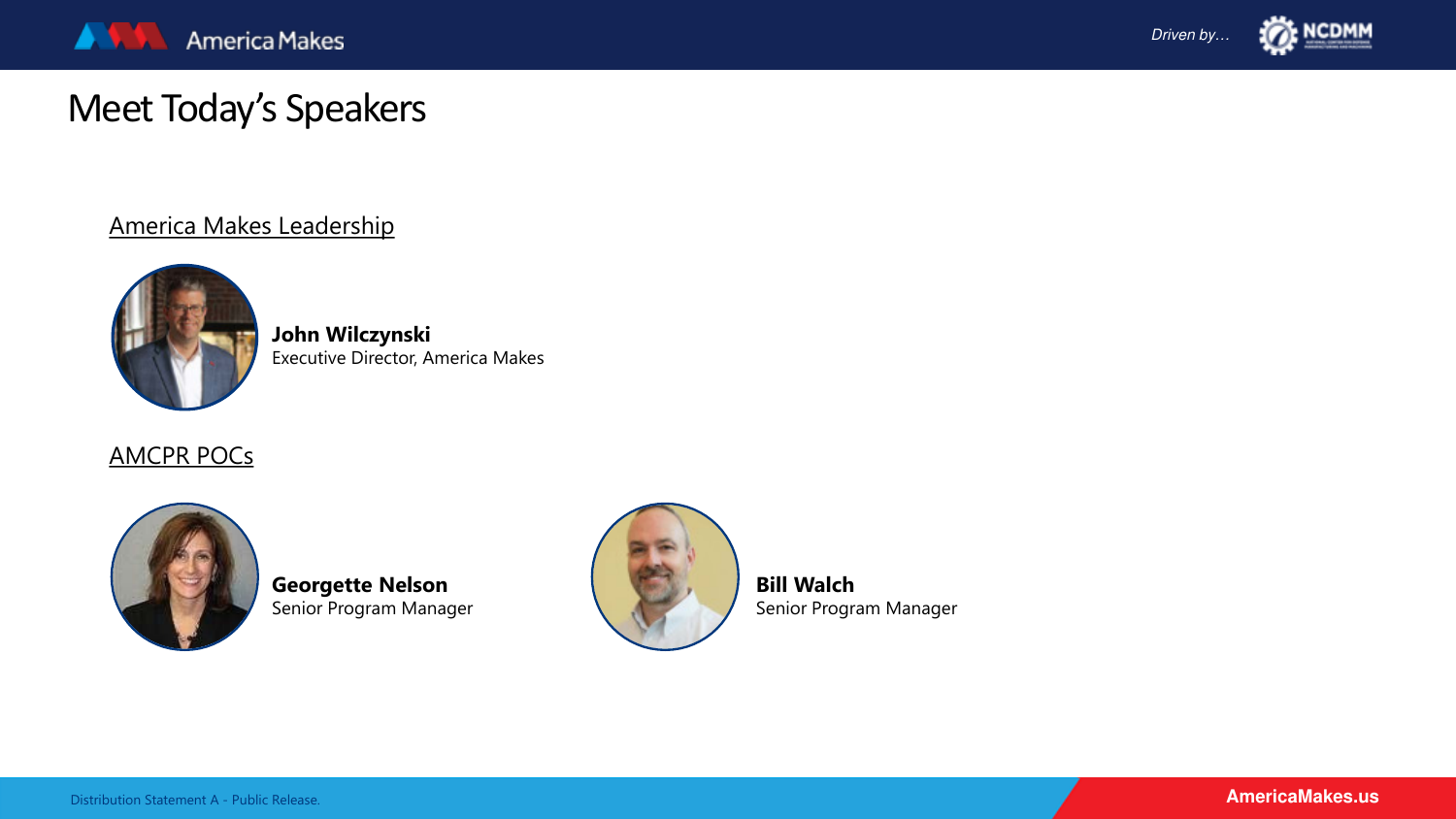# Meet Today's Speakers

## America Makes Leadership

**John Wilczynski**
Executive Director, America Makes

## AMCPR POCs

**Georgette Nelson**
Senior Program Manager

**Bill Walch**
Senior Program Manager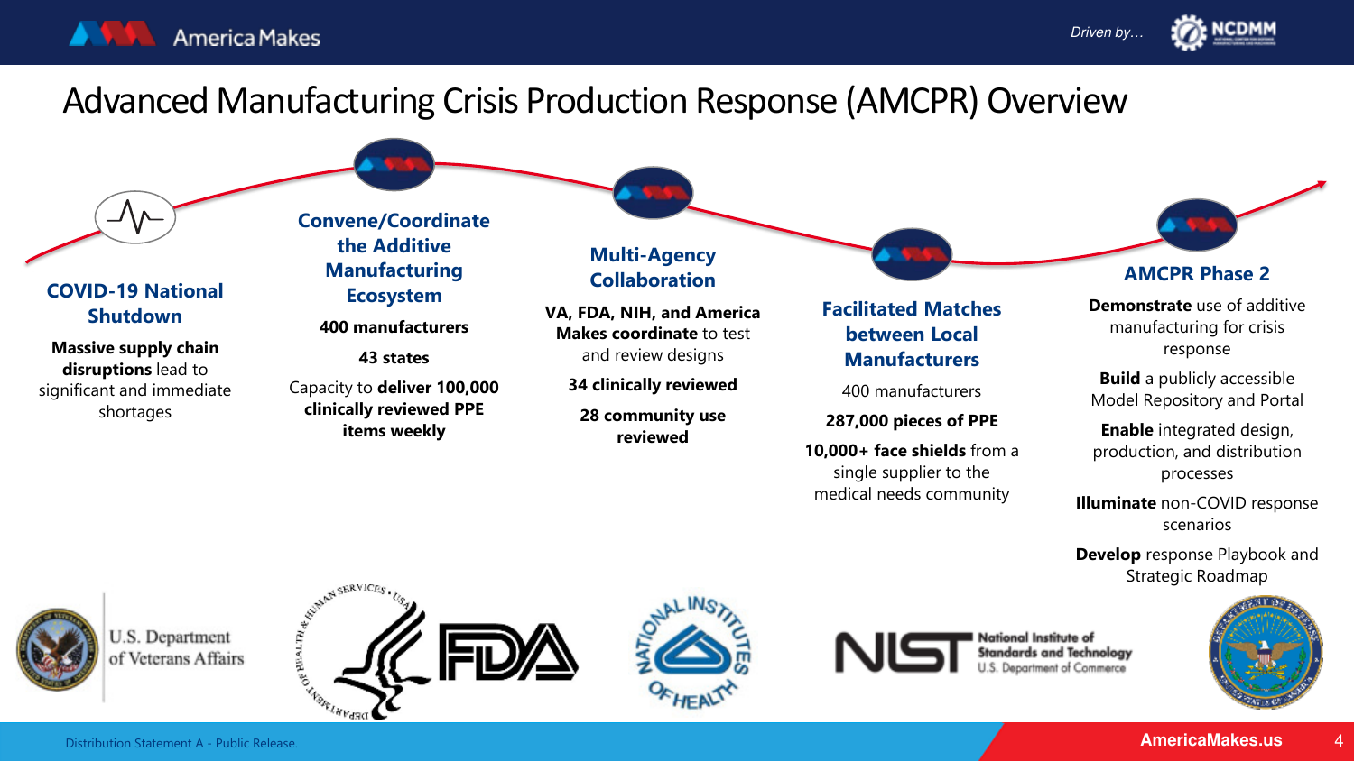# Advanced Manufacturing Crisis Production Response (AMCPR) Overview

### COVID-19 National Shutdown

**Massive supply chain disruptions** lead to significant and immediate shortages

### Convene/Coordinate the Additive Manufacturing Ecosystem

**400 manufacturers**

**43 states**

Capacity to **deliver 100,000 clinically reviewed PPE items weekly**

### Multi-Agency Collaboration

**VA, FDA, NIH, and America Makes coordinate** to test and review designs

**34 clinically reviewed**

**28 community use reviewed**

### Facilitated Matches between Local Manufacturers

400 manufacturers

**287,000 pieces of PPE**

**10,000+ face shields** from a single supplier to the medical needs community

### AMCPR Phase 2

**Demonstrate** use of additive manufacturing for crisis response

**Build** a publicly accessible Model Repository and Portal

**Enable** integrated design, production, and distribution processes

**Illuminate** non-COVID response scenarios

**Develop** response Playbook and Strategic Roadmap

U.S. Department of Veterans Affairs

National Institute of Standards and Technology U.S. Department of Commerce

Distribution Statement A - Public Release.

AmericaMakes.us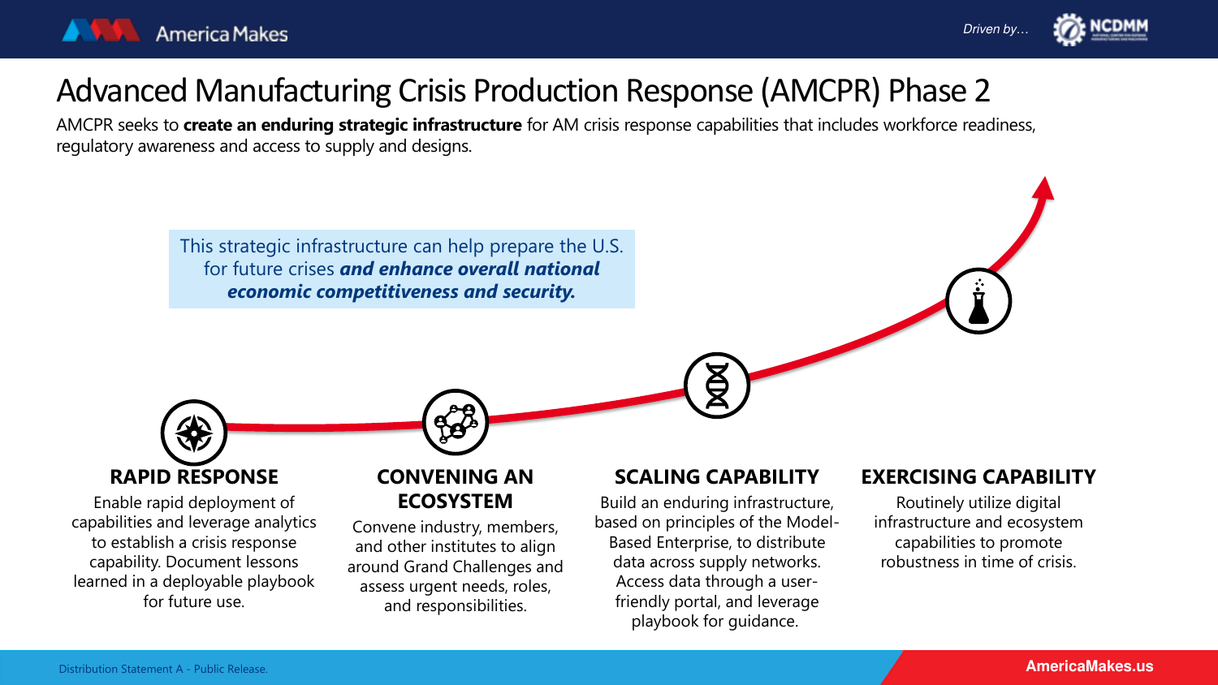# Advanced Manufacturing Crisis Production Response (AMCPR) Phase 2

AMCPR seeks to **create an enduring strategic infrastructure** for AM crisis response capabilities that includes workforce readiness, regulatory awareness and access to supply and designs.

This strategic infrastructure can help prepare the U.S. for future crises ***and enhance overall national economic competitiveness and security.***

### RAPID RESPONSE

Enable rapid deployment of capabilities and leverage analytics to establish a crisis response capability. Document lessons learned in a deployable playbook for future use.

### CONVENING AN ECOSYSTEM

Convene industry, members, and other institutes to align around Grand Challenges and assess urgent needs, roles, and responsibilities.

### SCALING CAPABILITY

Build an enduring infrastructure, based on principles of the Model-Based Enterprise, to distribute data across supply networks. Access data through a user-friendly portal, and leverage playbook for guidance.

### EXERCISING CAPABILITY

Routinely utilize digital infrastructure and ecosystem capabilities to promote robustness in time of crisis.

Distribution Statement A - Public Release.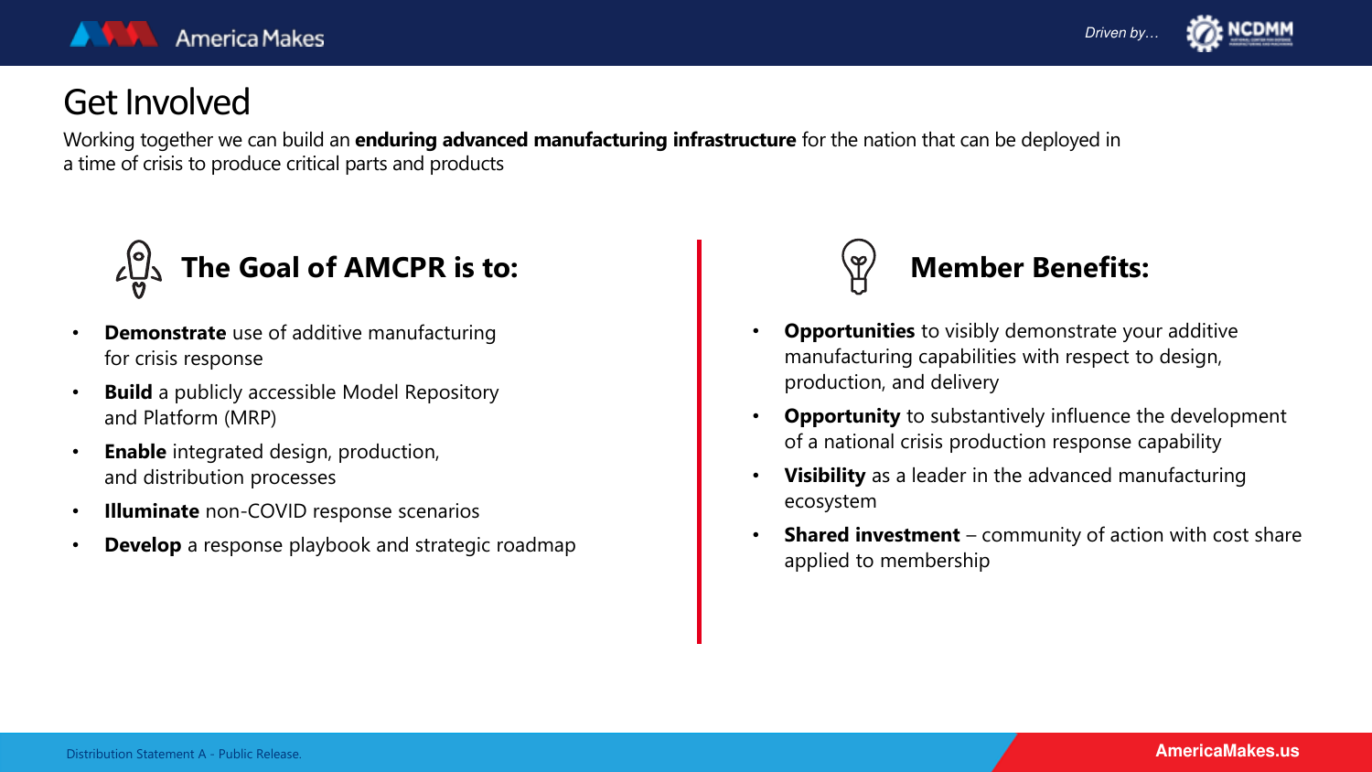# Get Involved

Working together we can build an **enduring advanced manufacturing infrastructure** for the nation that can be deployed in a time of crisis to produce critical parts and products

## The Goal of AMCPR is to:

- **Demonstrate** use of additive manufacturing for crisis response
- **Build** a publicly accessible Model Repository and Platform (MRP)
- **Enable** integrated design, production, and distribution processes
- **Illuminate** non-COVID response scenarios
- **Develop** a response playbook and strategic roadmap

## Member Benefits:

- **Opportunities** to visibly demonstrate your additive manufacturing capabilities with respect to design, production, and delivery
- **Opportunity** to substantively influence the development of a national crisis production response capability
- **Visibility** as a leader in the advanced manufacturing ecosystem
- **Shared investment** – community of action with cost share applied to membership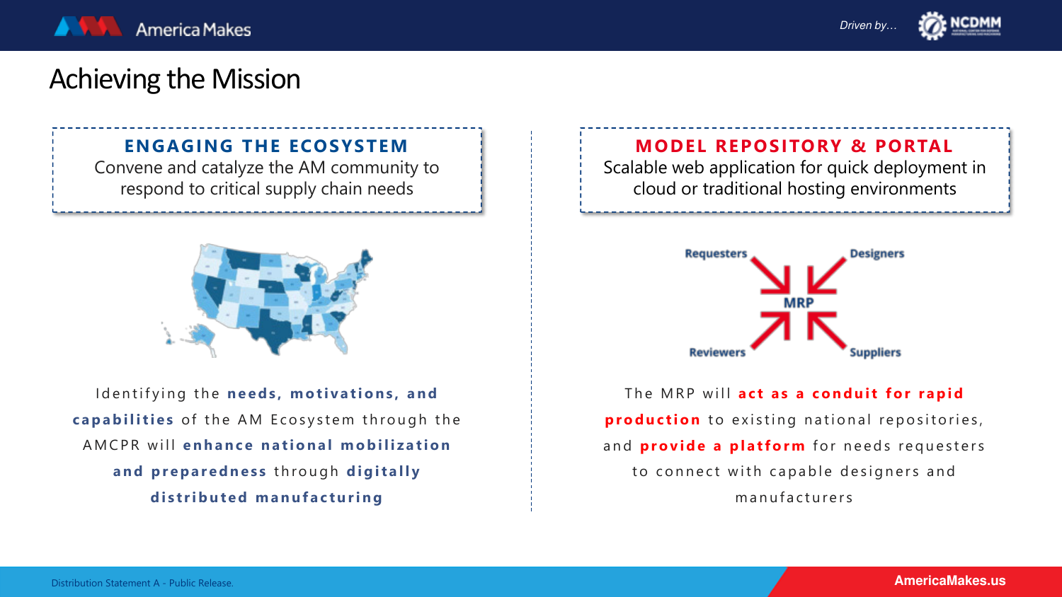# Achieving the Mission

## ENGAGING THE ECOSYSTEM

Convene and catalyze the AM community to respond to critical supply chain needs

Identifying the **needs, motivations, and capabilities** of the AM Ecosystem through the AMCPR will **enhance national mobilization and preparedness** through **digitally distributed manufacturing**

## MODEL REPOSITORY & PORTAL

Scalable web application for quick deployment in cloud or traditional hosting environments

Requesters → MRP ← Designers

Reviewers → MRP ← Suppliers

The MRP will **act as a conduit for rapid production** to existing national repositories, and **provide a platform** for needs requesters to connect with capable designers and manufacturers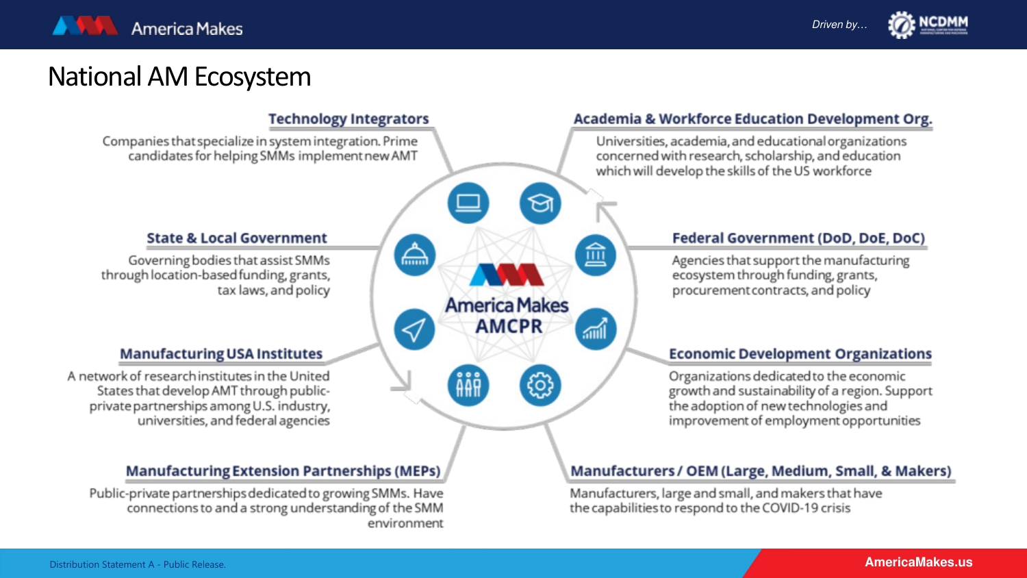# National AM Ecosystem

America Makes AMCPR

### Technology Integrators

Companies that specialize in system integration. Prime candidates for helping SMMs implement new AMT

### State & Local Government

Governing bodies that assist SMMs through location-based funding, grants, tax laws, and policy

### Manufacturing USA Institutes

A network of research institutes in the United States that develop AMT through public-private partnerships among U.S. industry, universities, and federal agencies

### Manufacturing Extension Partnerships (MEPs)

Public-private partnerships dedicated to growing SMMs. Have connections to and a strong understanding of the SMM environment

### Academia & Workforce Education Development Org.

Universities, academia, and educational organizations concerned with research, scholarship, and education which will develop the skills of the US workforce

### Federal Government (DoD, DoE, DoC)

Agencies that support the manufacturing ecosystem through funding, grants, procurement contracts, and policy

### Economic Development Organizations

Organizations dedicated to the economic growth and sustainability of a region. Support the adoption of new technologies and improvement of employment opportunities

### Manufacturers / OEM (Large, Medium, Small, & Makers)

Manufacturers, large and small, and makers that have the capabilities to respond to the COVID-19 crisis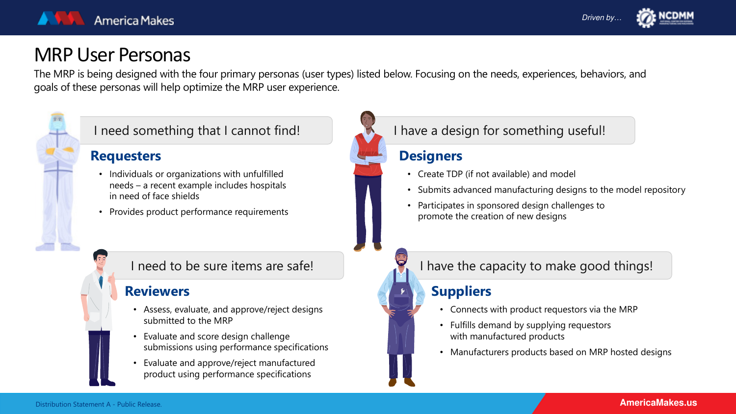# MRP User Personas

The MRP is being designed with the four primary personas (user types) listed below. Focusing on the needs, experiences, behaviors, and goals of these personas will help optimize the MRP user experience.

I need something that I cannot find!

## Requesters

- Individuals or organizations with unfulfilled needs – a recent example includes hospitals in need of face shields
- Provides product performance requirements

I have a design for something useful!

## Designers

- Create TDP (if not available) and model
- Submits advanced manufacturing designs to the model repository
- Participates in sponsored design challenges to promote the creation of new designs

I need to be sure items are safe!

## Reviewers

- Assess, evaluate, and approve/reject designs submitted to the MRP
- Evaluate and score design challenge submissions using performance specifications
- Evaluate and approve/reject manufactured product using performance specifications

I have the capacity to make good things!

## Suppliers

- Connects with product requestors via the MRP
- Fulfills demand by supplying requestors with manufactured products
- Manufacturers products based on MRP hosted designs

Distribution Statement A - Public Release.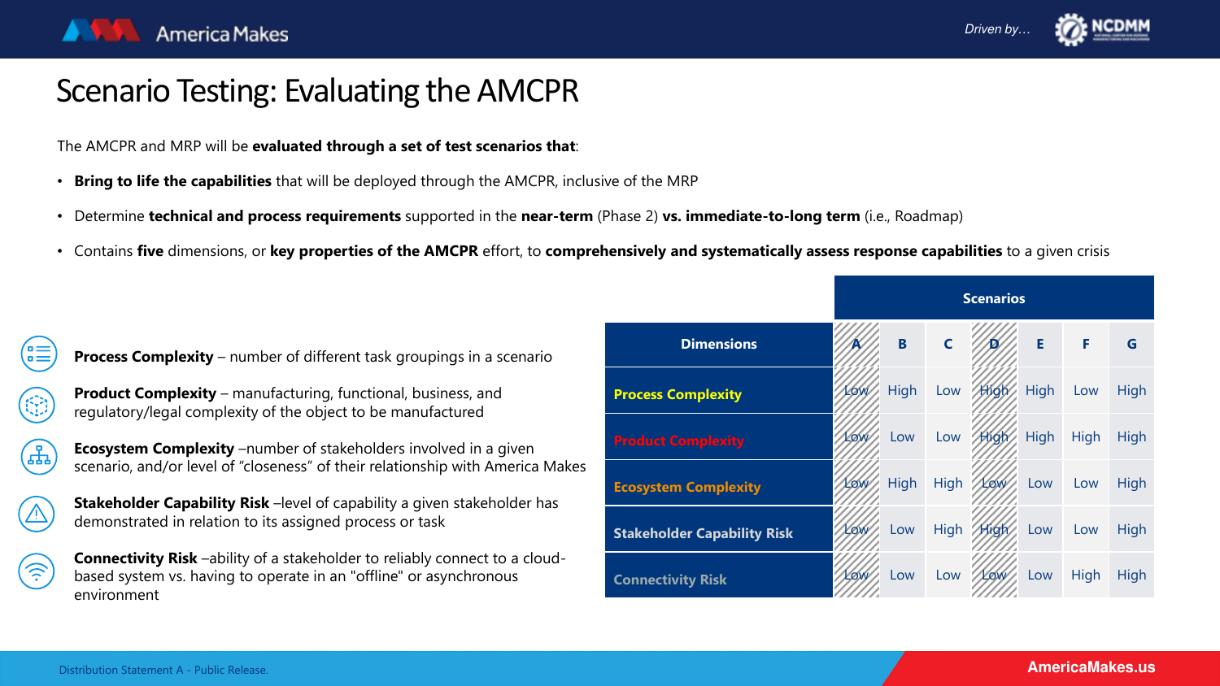# Scenario Testing: Evaluating the AMCPR

The AMCPR and MRP will be **evaluated through a set of test scenarios that**:

- **Bring to life the capabilities** that will be deployed through the AMCPR, inclusive of the MRP
- Determine **technical and process requirements** supported in the **near-term** (Phase 2) **vs. immediate-to-long term** (i.e., Roadmap)
- Contains **five** dimensions, or **key properties of the AMCPR** effort, to **comprehensively and systematically assess response capabilities** to a given crisis

**Process Complexity** – number of different task groupings in a scenario

**Product Complexity** – manufacturing, functional, business, and regulatory/legal complexity of the object to be manufactured

**Ecosystem Complexity** –number of stakeholders involved in a given scenario, and/or level of "closeness" of their relationship with America Makes

**Stakeholder Capability Risk** –level of capability a given stakeholder has demonstrated in relation to its assigned process or task

**Connectivity Risk** –ability of a stakeholder to reliably connect to a cloud-based system vs. having to operate in an "offline" or asynchronous environment

| | Scenarios | | | | | | |
|---|---|---|---|---|---|---|---|
| **Dimensions** | A | B | C | D | E | F | G |
| **Process Complexity** | Low | High | Low | High | High | Low | High |
| **Product Complexity** | Low | Low | Low | High | High | High | High |
| **Ecosystem Complexity** | Low | High | High | Low | Low | Low | High |
| **Stakeholder Capability Risk** | Low | Low | High | High | Low | Low | High |
| **Connectivity Risk** | Low | Low | Low | Low | Low | High | High |

Distribution Statement A - Public Release.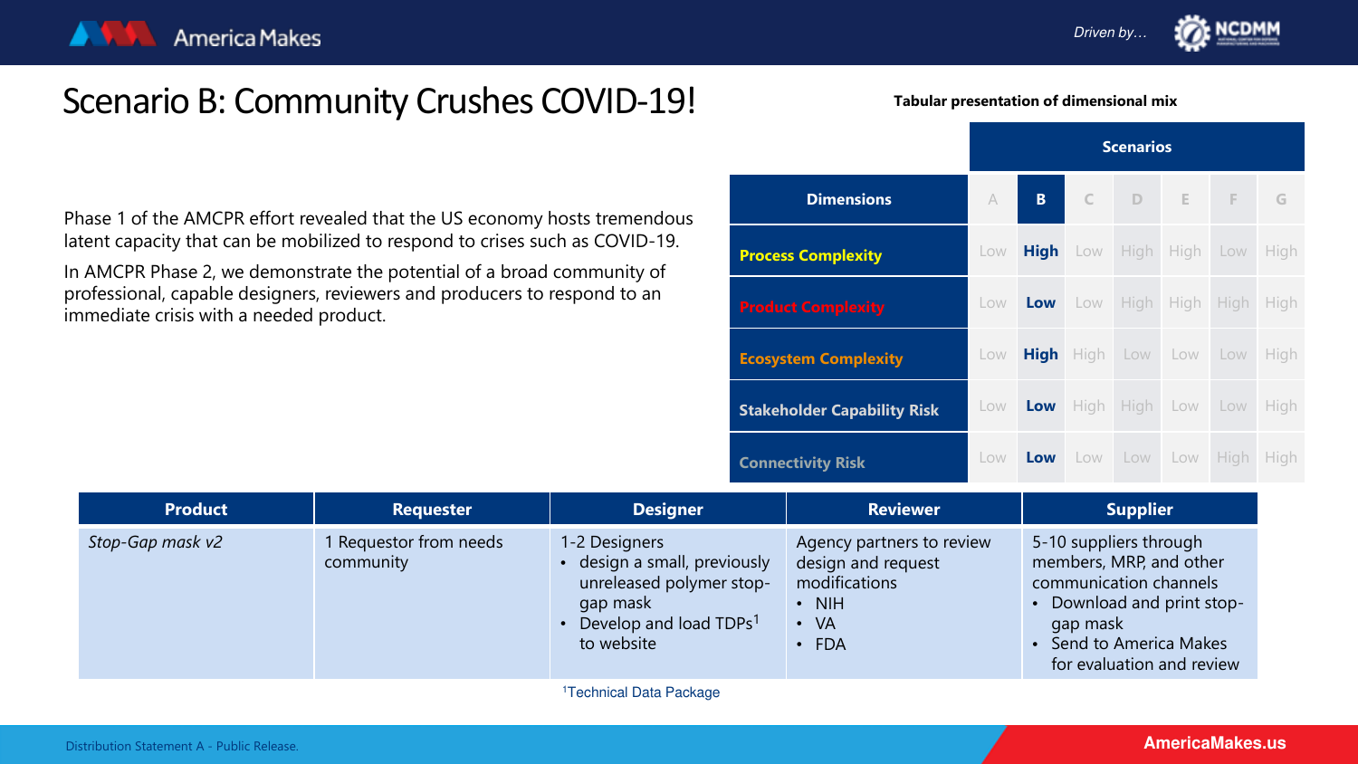# Scenario B: Community Crushes COVID-19!

**Tabular presentation of dimensional mix**

Phase 1 of the AMCPR effort revealed that the US economy hosts tremendous latent capacity that can be mobilized to respond to crises such as COVID-19.

In AMCPR Phase 2, we demonstrate the potential of a broad community of professional, capable designers, reviewers and producers to respond to an immediate crisis with a needed product.

| | Scenarios | | | | | | |
|---|---|---|---|---|---|---|---|
| **Dimensions** | A | **B** | C | D | E | F | G |
| **Process Complexity** | Low | **High** | Low | High | High | Low | High |
| **Product Complexity** | Low | **Low** | Low | High | High | High | High |
| **Ecosystem Complexity** | Low | **High** | High | Low | Low | Low | High |
| **Stakeholder Capability Risk** | Low | **Low** | High | High | Low | Low | High |
| **Connectivity Risk** | Low | **Low** | Low | Low | Low | High | High |

| Product | Requester | Designer | Reviewer | Supplier |
|---|---|---|---|---|
| *Stop-Gap mask v2* | 1 Requestor from needs community | 1-2 Designers<br>• design a small, previously unreleased polymer stop-gap mask<br>• Develop and load TDPs[1] to website | Agency partners to review design and request modifications<br>• NIH<br>• VA<br>• FDA | 5-10 suppliers through members, MRP, and other communication channels<br>• Download and print stop-gap mask<br>• Send to America Makes for evaluation and review |

[1]Technical Data Package

Distribution Statement A - Public Release.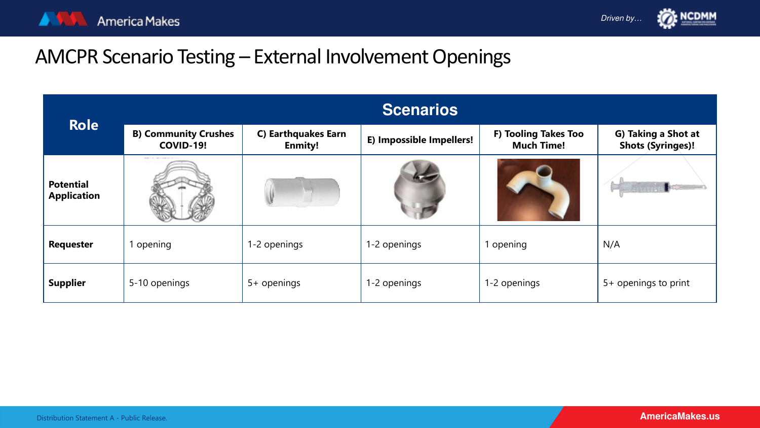# AMCPR Scenario Testing – External Involvement Openings

| Role | Scenarios | | | | |
|---|---|---|---|---|---|
| | B) Community Crushes COVID-19! | C) Earthquakes Earn Enmity! | E) Impossible Impellers! | F) Tooling Takes Too Much Time! | G) Taking a Shot at Shots (Syringes)! |
| **Potential Application** | | | | | |
| **Requester** | 1 opening | 1-2 openings | 1-2 openings | 1 opening | N/A |
| **Supplier** | 5-10 openings | 5+ openings | 1-2 openings | 1-2 openings | 5+ openings to print |

Distribution Statement A - Public Release.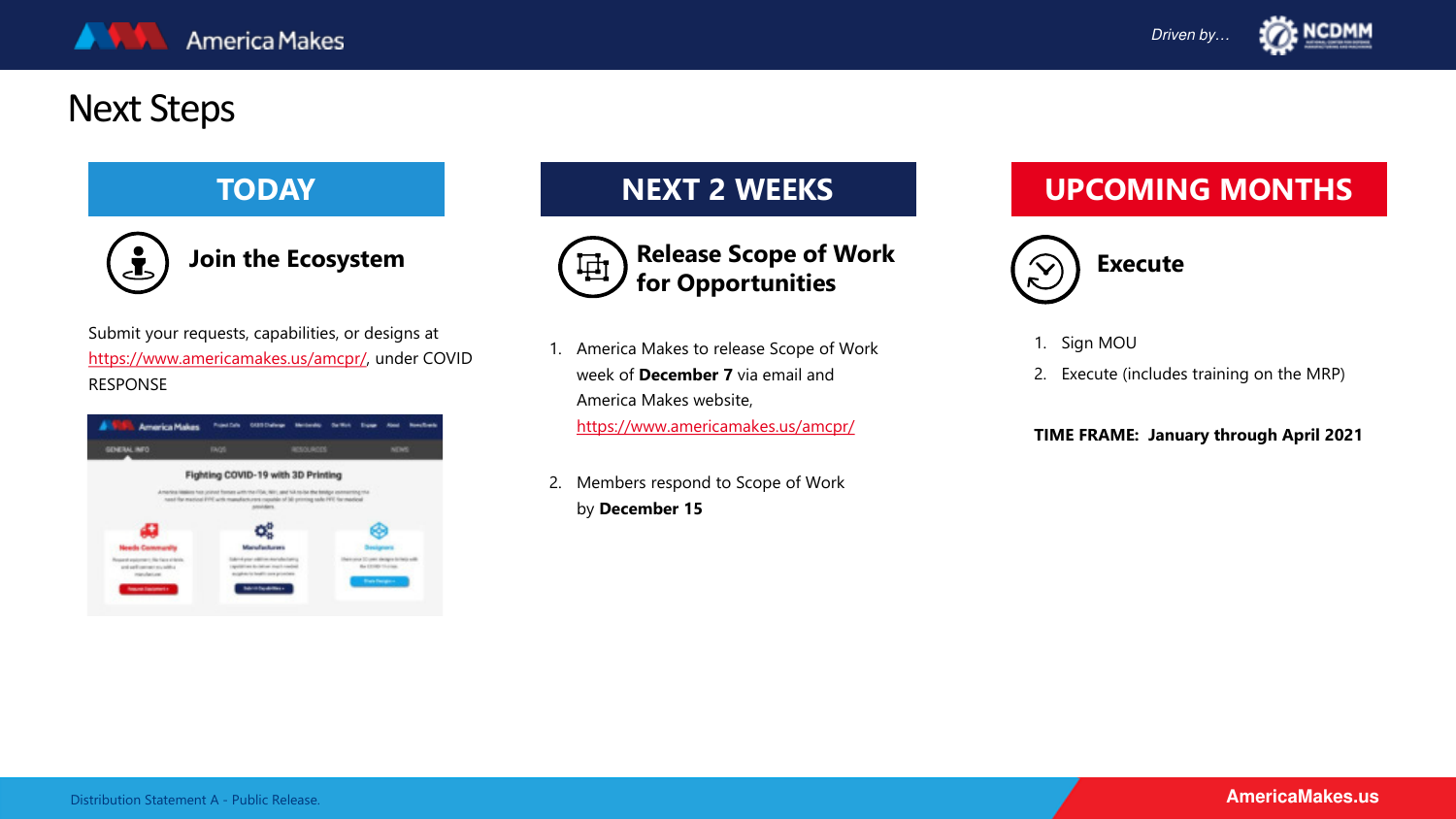# Next Steps

## TODAY

### Join the Ecosystem

Submit your requests, capabilities, or designs at https://www.americamakes.us/amcpr/, under COVID RESPONSE

## NEXT 2 WEEKS

### Release Scope of Work for Opportunities

1. America Makes to release Scope of Work week of **December 7** via email and America Makes website, https://www.americamakes.us/amcpr/
2. Members respond to Scope of Work by **December 15**

## UPCOMING MONTHS

### Execute

1. Sign MOU
2. Execute (includes training on the MRP)

**TIME FRAME: January through April 2021**

Distribution Statement A - Public Release.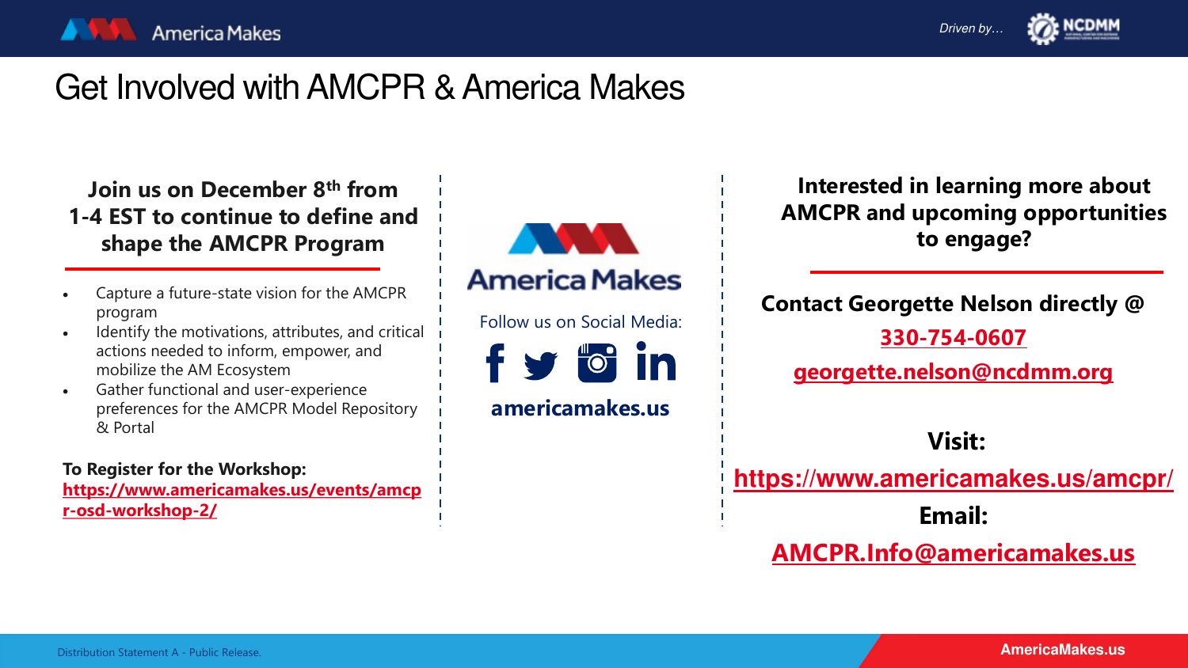# Get Involved with AMCPR & America Makes

**Join us on December 8th from 1-4 EST to continue to define and shape the AMCPR Program**

- Capture a future-state vision for the AMCPR program
- Identify the motivations, attributes, and critical actions needed to inform, empower, and mobilize the AM Ecosystem
- Gather functional and user-experience preferences for the AMCPR Model Repository & Portal

**To Register for the Workshop:**
**https://www.americamakes.us/events/amcpr-osd-workshop-2/**

America Makes

Follow us on Social Media:

**americamakes.us**

**Interested in learning more about AMCPR and upcoming opportunities to engage?**

**Contact Georgette Nelson directly @**

**330-754-0607**

**georgette.nelson@ncdmm.org**

**Visit:**

**https://www.americamakes.us/amcpr/**

**Email:**

**AMCPR.Info@americamakes.us**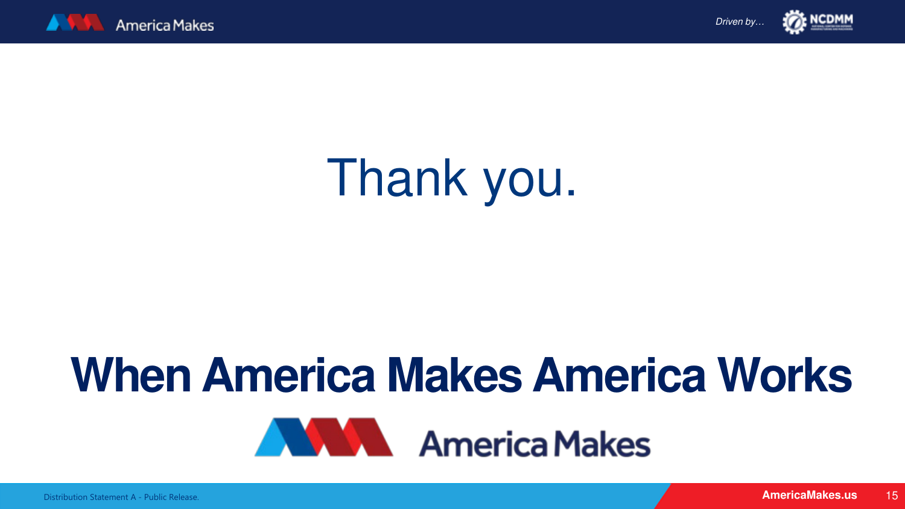# Thank you.

**When America Makes America Works**

America Makes

Distribution Statement A - Public Release.